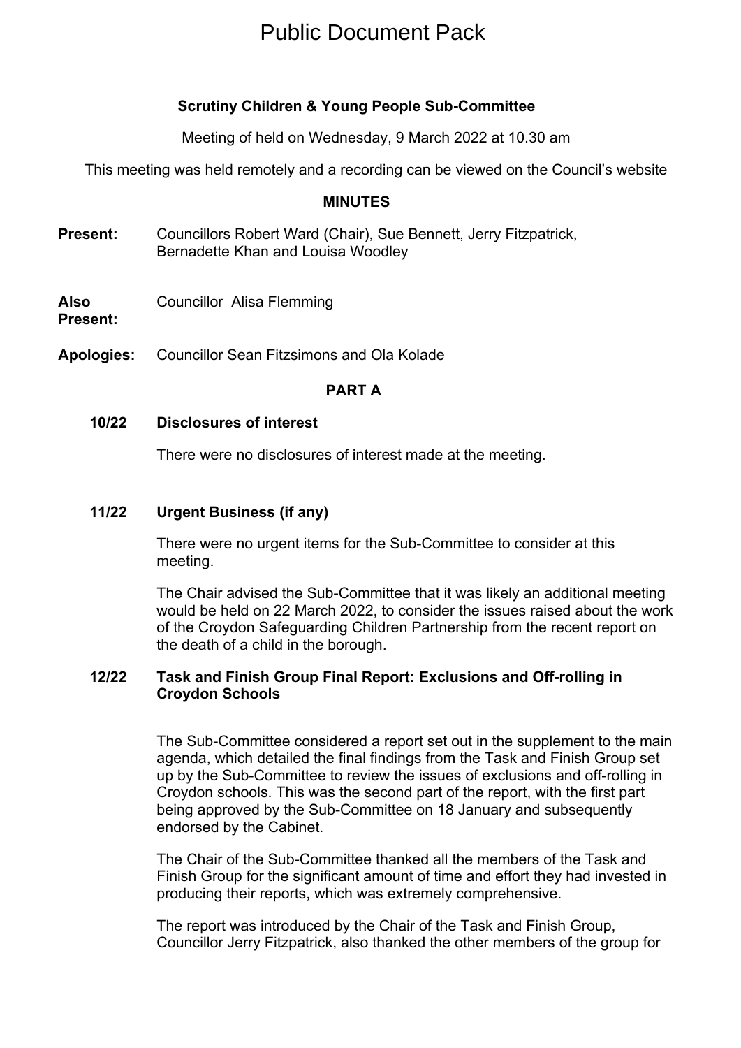# Public Document Pack

## Scrutiny Children & Young People Sub-Committee

Meeting of held on Wednesday, 9 March 2022 at 10.30 am

This meeting was held remotely and a recording can be viewed on the Council's website

### MINUTES

**Present:** Councillors Robert Ward (Chair), Sue Bennett, Jerry Fitzpatrick, Bernadette Khan and Louisa Woodley

**Also Present:** Councillor Alisa Flemming

**Apologies:** Councillor Sean Fitzsimons and Ola Kolade

### PART A

**10/22 Disclosures of interest**

There were no disclosures of interest made at the meeting.

**11/22 Urgent Business (if any)**

There were no urgent items for the Sub-Committee to consider at this meeting.

The Chair advised the Sub-Committee that it was likely an additional meeting would be held on 22 March 2022, to consider the issues raised about the work of the Croydon Safeguarding Children Partnership from the recent report on the death of a child in the borough.

**12/22 Task and Finish Group Final Report: Exclusions and Off-rolling in Croydon Schools**

The Sub-Committee considered a report set out in the supplement to the main agenda, which detailed the final findings from the Task and Finish Group set up by the Sub-Committee to review the issues of exclusions and off-rolling in Croydon schools. This was the second part of the report, with the first part being approved by the Sub-Committee on 18 January and subsequently endorsed by the Cabinet.

The Chair of the Sub-Committee thanked all the members of the Task and Finish Group for the significant amount of time and effort they had invested in producing their reports, which was extremely comprehensive.

The report was introduced by the Chair of the Task and Finish Group, Councillor Jerry Fitzpatrick, also thanked the other members of the group for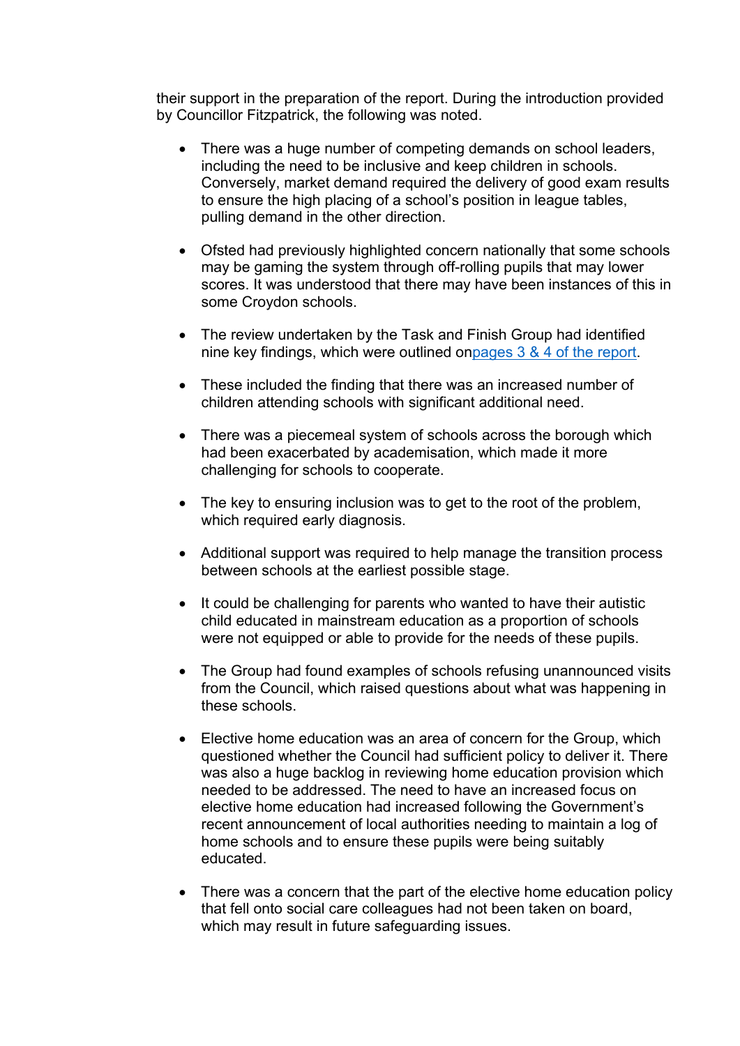their support in the preparation of the report. During the introduction provided by Councillor Fitzpatrick, the following was noted.

- There was a huge number of competing demands on school leaders, including the need to be inclusive and keep children in schools. Conversely, market demand required the delivery of good exam results to ensure the high placing of a school's position in league tables, pulling demand in the other direction.

- Ofsted had previously highlighted concern nationally that some schools may be gaming the system through off-rolling pupils that may lower scores. It was understood that there may have been instances of this in some Croydon schools.

- The review undertaken by the Task and Finish Group had identified nine key findings, which were outlined on [pages 3 & 4 of the report](#).

- These included the finding that there was an increased number of children attending schools with significant additional need.

- There was a piecemeal system of schools across the borough which had been exacerbated by academisation, which made it more challenging for schools to cooperate.

- The key to ensuring inclusion was to get to the root of the problem, which required early diagnosis.

- Additional support was required to help manage the transition process between schools at the earliest possible stage.

- It could be challenging for parents who wanted to have their autistic child educated in mainstream education as a proportion of schools were not equipped or able to provide for the needs of these pupils.

- The Group had found examples of schools refusing unannounced visits from the Council, which raised questions about what was happening in these schools.

- Elective home education was an area of concern for the Group, which questioned whether the Council had sufficient policy to deliver it. There was also a huge backlog in reviewing home education provision which needed to be addressed. The need to have an increased focus on elective home education had increased following the Government's recent announcement of local authorities needing to maintain a log of home schools and to ensure these pupils were being suitably educated.

- There was a concern that the part of the elective home education policy that fell onto social care colleagues had not been taken on board, which may result in future safeguarding issues.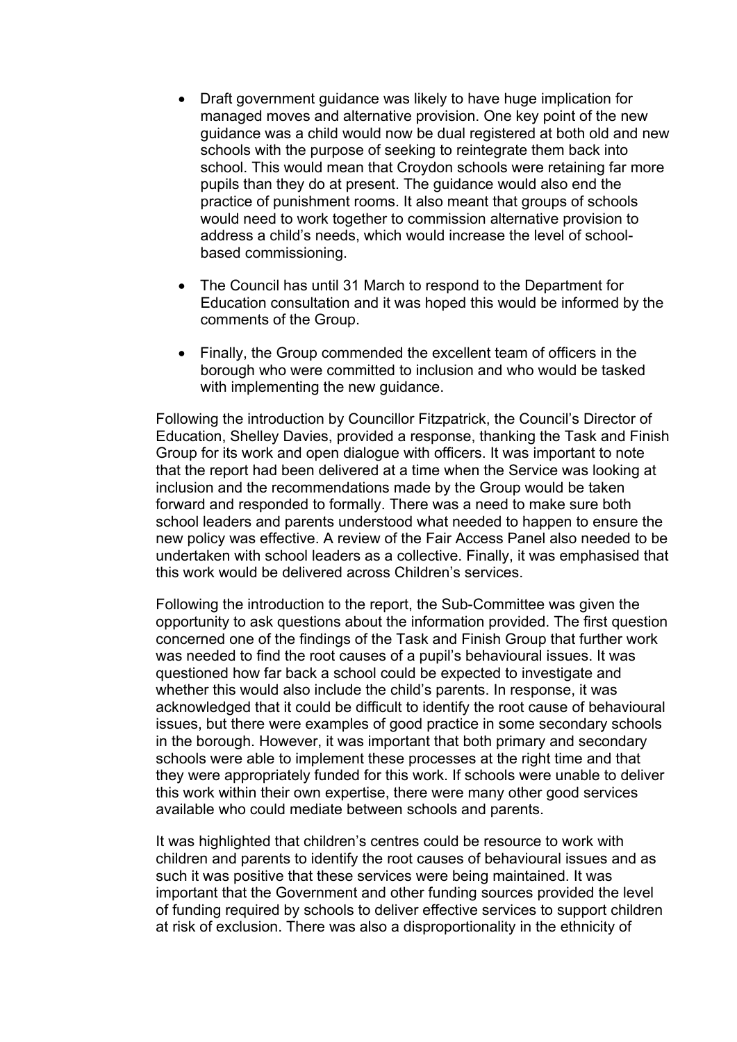- Draft government guidance was likely to have huge implication for managed moves and alternative provision. One key point of the new guidance was a child would now be dual registered at both old and new schools with the purpose of seeking to reintegrate them back into school. This would mean that Croydon schools were retaining far more pupils than they do at present. The guidance would also end the practice of punishment rooms. It also meant that groups of schools would need to work together to commission alternative provision to address a child's needs, which would increase the level of school-based commissioning.

- The Council has until 31 March to respond to the Department for Education consultation and it was hoped this would be informed by the comments of the Group.

- Finally, the Group commended the excellent team of officers in the borough who were committed to inclusion and who would be tasked with implementing the new guidance.

Following the introduction by Councillor Fitzpatrick, the Council's Director of Education, Shelley Davies, provided a response, thanking the Task and Finish Group for its work and open dialogue with officers. It was important to note that the report had been delivered at a time when the Service was looking at inclusion and the recommendations made by the Group would be taken forward and responded to formally. There was a need to make sure both school leaders and parents understood what needed to happen to ensure the new policy was effective. A review of the Fair Access Panel also needed to be undertaken with school leaders as a collective. Finally, it was emphasised that this work would be delivered across Children's services.

Following the introduction to the report, the Sub-Committee was given the opportunity to ask questions about the information provided. The first question concerned one of the findings of the Task and Finish Group that further work was needed to find the root causes of a pupil's behavioural issues. It was questioned how far back a school could be expected to investigate and whether this would also include the child's parents. In response, it was acknowledged that it could be difficult to identify the root cause of behavioural issues, but there were examples of good practice in some secondary schools in the borough. However, it was important that both primary and secondary schools were able to implement these processes at the right time and that they were appropriately funded for this work. If schools were unable to deliver this work within their own expertise, there were many other good services available who could mediate between schools and parents.

It was highlighted that children's centres could be resource to work with children and parents to identify the root causes of behavioural issues and as such it was positive that these services were being maintained. It was important that the Government and other funding sources provided the level of funding required by schools to deliver effective services to support children at risk of exclusion. There was also a disproportionality in the ethnicity of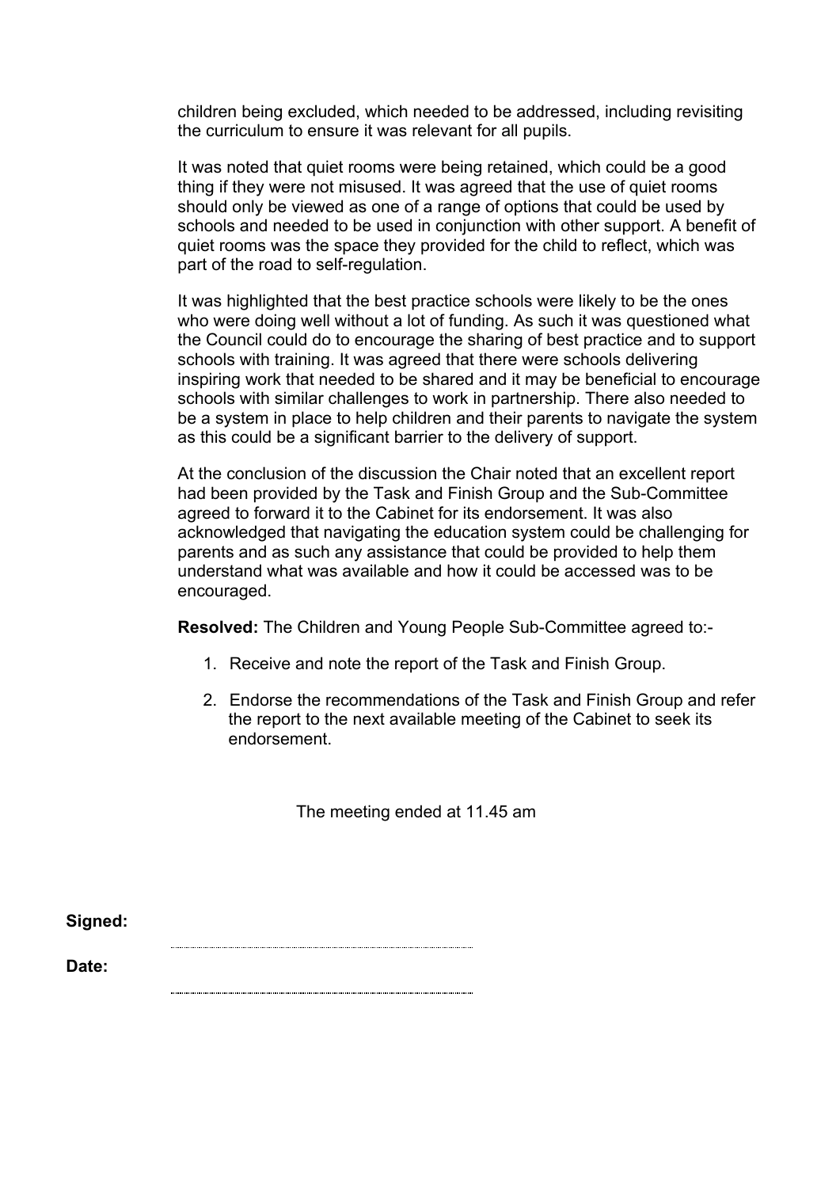children being excluded, which needed to be addressed, including revisiting the curriculum to ensure it was relevant for all pupils.

It was noted that quiet rooms were being retained, which could be a good thing if they were not misused. It was agreed that the use of quiet rooms should only be viewed as one of a range of options that could be used by schools and needed to be used in conjunction with other support. A benefit of quiet rooms was the space they provided for the child to reflect, which was part of the road to self-regulation.

It was highlighted that the best practice schools were likely to be the ones who were doing well without a lot of funding. As such it was questioned what the Council could do to encourage the sharing of best practice and to support schools with training. It was agreed that there were schools delivering inspiring work that needed to be shared and it may be beneficial to encourage schools with similar challenges to work in partnership. There also needed to be a system in place to help children and their parents to navigate the system as this could be a significant barrier to the delivery of support.

At the conclusion of the discussion the Chair noted that an excellent report had been provided by the Task and Finish Group and the Sub-Committee agreed to forward it to the Cabinet for its endorsement. It was also acknowledged that navigating the education system could be challenging for parents and as such any assistance that could be provided to help them understand what was available and how it could be accessed was to be encouraged.

**Resolved:** The Children and Young People Sub-Committee agreed to:-

1. Receive and note the report of the Task and Finish Group.
2. Endorse the recommendations of the Task and Finish Group and refer the report to the next available meeting of the Cabinet to seek its endorsement.

The meeting ended at 11.45 am

**Signed:** ..................................................

**Date:** ..................................................